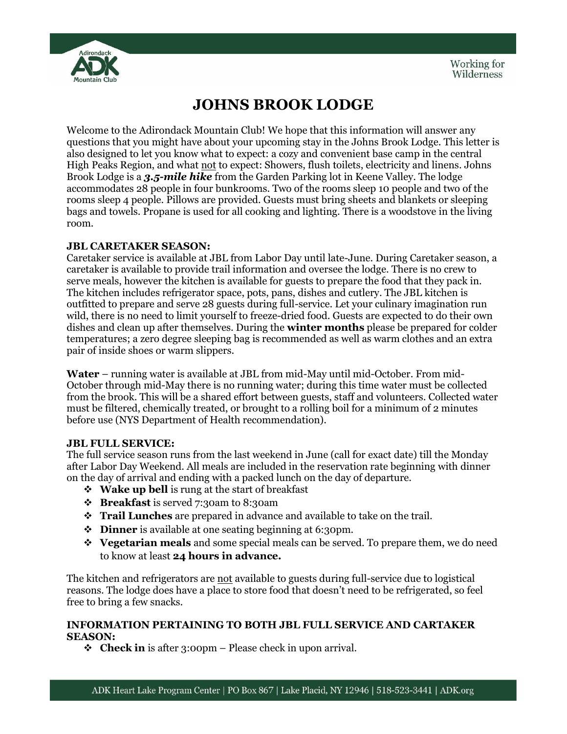# JOHNS BROOK LODGE

Welcome to the Adirondack Mountain Club! We hope that this information will answer any questions that you might have about your upcoming stay in the Johns Brook Lodge. This letter is also designed to let you know what to expect: a cozy and convenient base camp in the central High Peaks Region, and what not to expect: Showers, flush toilets, electricity and linens. Johns Brook Lodge is a ***3.5-mile hike*** from the Garden Parking lot in Keene Valley. The lodge accommodates 28 people in four bunkrooms. Two of the rooms sleep 10 people and two of the rooms sleep 4 people. Pillows are provided. Guests must bring sheets and blankets or sleeping bags and towels. Propane is used for all cooking and lighting. There is a woodstove in the living room.

**JBL CARETAKER SEASON:**
Caretaker service is available at JBL from Labor Day until late-June. During Caretaker season, a caretaker is available to provide trail information and oversee the lodge. There is no crew to serve meals, however the kitchen is available for guests to prepare the food that they pack in. The kitchen includes refrigerator space, pots, pans, dishes and cutlery. The JBL kitchen is outfitted to prepare and serve 28 guests during full-service. Let your culinary imagination run wild, there is no need to limit yourself to freeze-dried food. Guests are expected to do their own dishes and clean up after themselves. During the **winter months** please be prepared for colder temperatures; a zero degree sleeping bag is recommended as well as warm clothes and an extra pair of inside shoes or warm slippers.

**Water** – running water is available at JBL from mid-May until mid-October. From mid-October through mid-May there is no running water; during this time water must be collected from the brook. This will be a shared effort between guests, staff and volunteers. Collected water must be filtered, chemically treated, or brought to a rolling boil for a minimum of 2 minutes before use (NYS Department of Health recommendation).

**JBL FULL SERVICE:**
The full service season runs from the last weekend in June (call for exact date) till the Monday after Labor Day Weekend. All meals are included in the reservation rate beginning with dinner on the day of arrival and ending with a packed lunch on the day of departure.

- **Wake up bell** is rung at the start of breakfast
- **Breakfast** is served 7:30am to 8:30am
- **Trail Lunches** are prepared in advance and available to take on the trail.
- **Dinner** is available at one seating beginning at 6:30pm.
- **Vegetarian meals** and some special meals can be served. To prepare them, we do need to know at least **24 hours in advance.**

The kitchen and refrigerators are not available to guests during full-service due to logistical reasons. The lodge does have a place to store food that doesn't need to be refrigerated, so feel free to bring a few snacks.

**INFORMATION PERTAINING TO BOTH JBL FULL SERVICE AND CARTAKER SEASON:**

- **Check in** is after 3:00pm – Please check in upon arrival.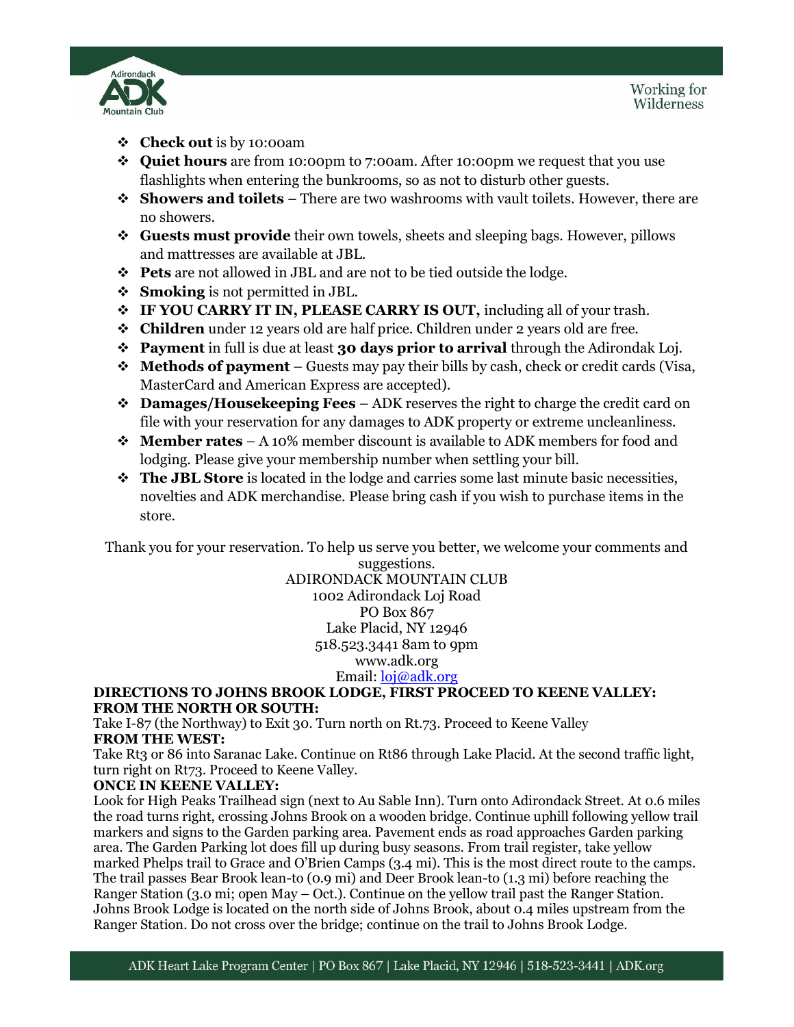- **Check out** is by 10:00am
- **Quiet hours** are from 10:00pm to 7:00am. After 10:00pm we request that you use flashlights when entering the bunkrooms, so as not to disturb other guests.
- **Showers and toilets** – There are two washrooms with vault toilets. However, there are no showers.
- **Guests must provide** their own towels, sheets and sleeping bags. However, pillows and mattresses are available at JBL.
- **Pets** are not allowed in JBL and are not to be tied outside the lodge.
- **Smoking** is not permitted in JBL.
- **IF YOU CARRY IT IN, PLEASE CARRY IS OUT,** including all of your trash.
- **Children** under 12 years old are half price. Children under 2 years old are free.
- **Payment** in full is due at least **30 days prior to arrival** through the Adirondak Loj.
- **Methods of payment** – Guests may pay their bills by cash, check or credit cards (Visa, MasterCard and American Express are accepted).
- **Damages/Housekeeping Fees** – ADK reserves the right to charge the credit card on file with your reservation for any damages to ADK property or extreme uncleanliness.
- **Member rates** – A 10% member discount is available to ADK members for food and lodging. Please give your membership number when settling your bill.
- **The JBL Store** is located in the lodge and carries some last minute basic necessities, novelties and ADK merchandise. Please bring cash if you wish to purchase items in the store.

Thank you for your reservation. To help us serve you better, we welcome your comments and suggestions.

ADIRONDACK MOUNTAIN CLUB
1002 Adirondack Loj Road
PO Box 867
Lake Placid, NY 12946
518.523.3441 8am to 9pm
www.adk.org
Email: loj@adk.org

**DIRECTIONS TO JOHNS BROOK LODGE, FIRST PROCEED TO KEENE VALLEY:**

**FROM THE NORTH OR SOUTH:**

Take I-87 (the Northway) to Exit 30. Turn north on Rt.73. Proceed to Keene Valley

**FROM THE WEST:**

Take Rt3 or 86 into Saranac Lake. Continue on Rt86 through Lake Placid. At the second traffic light, turn right on Rt73. Proceed to Keene Valley.

**ONCE IN KEENE VALLEY:**

Look for High Peaks Trailhead sign (next to Au Sable Inn). Turn onto Adirondack Street. At 0.6 miles the road turns right, crossing Johns Brook on a wooden bridge. Continue uphill following yellow trail markers and signs to the Garden parking area. Pavement ends as road approaches Garden parking area. The Garden Parking lot does fill up during busy seasons. From trail register, take yellow marked Phelps trail to Grace and O'Brien Camps (3.4 mi). This is the most direct route to the camps. The trail passes Bear Brook lean-to (0.9 mi) and Deer Brook lean-to (1.3 mi) before reaching the Ranger Station (3.0 mi; open May – Oct.). Continue on the yellow trail past the Ranger Station. Johns Brook Lodge is located on the north side of Johns Brook, about 0.4 miles upstream from the Ranger Station. Do not cross over the bridge; continue on the trail to Johns Brook Lodge.